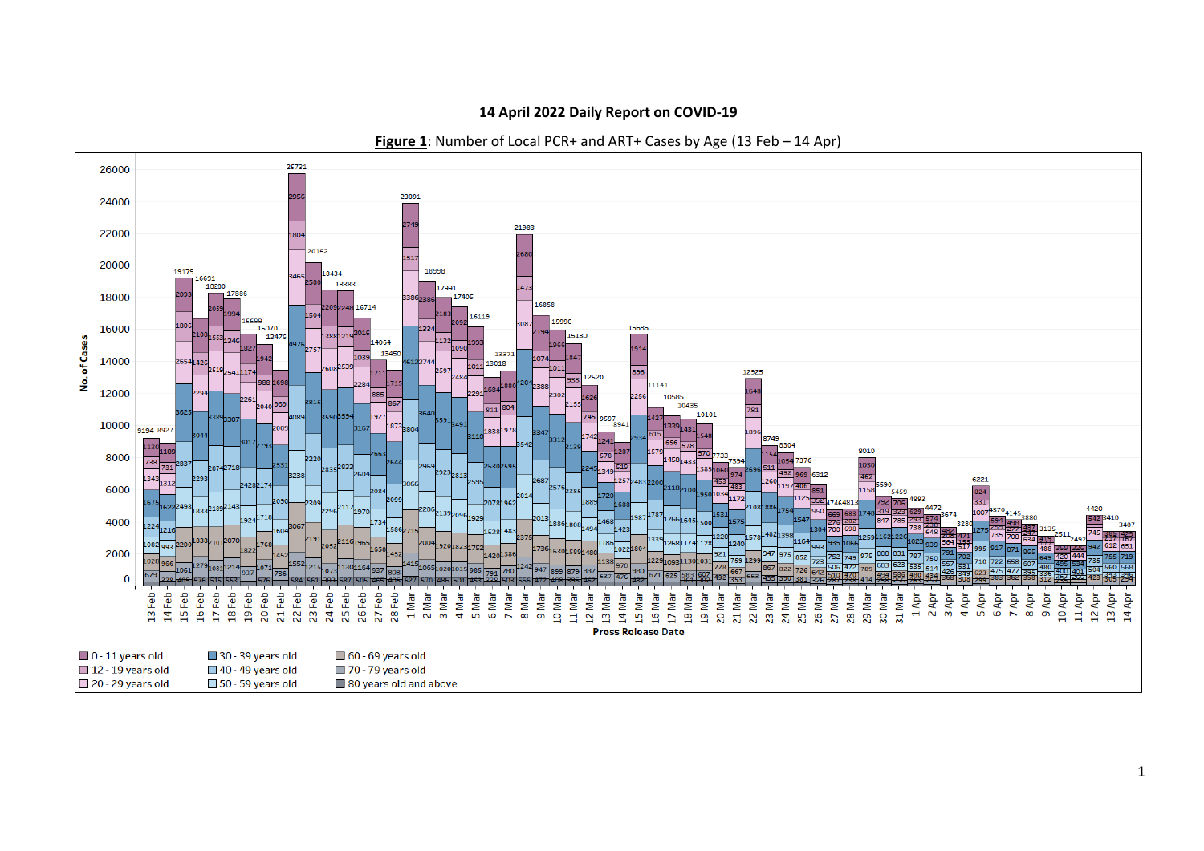## 14 April 2022 Daily Report on COVID-19

**Figure 1**: Number of Local PCR+ and ART+ Cases by Age (13 Feb – 14 Apr)

No. of Cases

Press Release Date

0 - 11 years old
12 - 19 years old
20 - 29 years old
30 - 39 years old
40 - 49 years old
50 - 59 years old
60 - 69 years old
70 - 79 years old
80 years old and above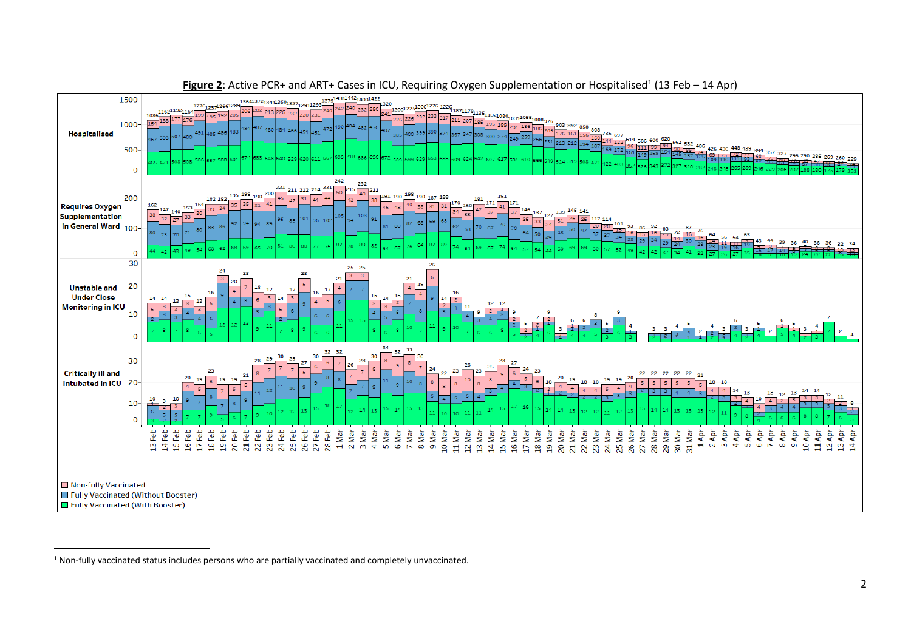**Figure 2**: Active PCR+ and ART+ Cases in ICU, Requiring Oxygen Supplementation or Hospitalised[1] (13 Feb – 14 Apr)

Hospitalised

Requires Oxygen Supplementation in General Ward

Unstable and Under Close Monitoring in ICU

Critically ill and Intubated in ICU

Non-fully Vaccinated
Fully Vaccinated (Without Booster)
Fully Vaccinated (With Booster)

[1] Non-fully vaccinated status includes persons who are partially vaccinated and completely unvaccinated.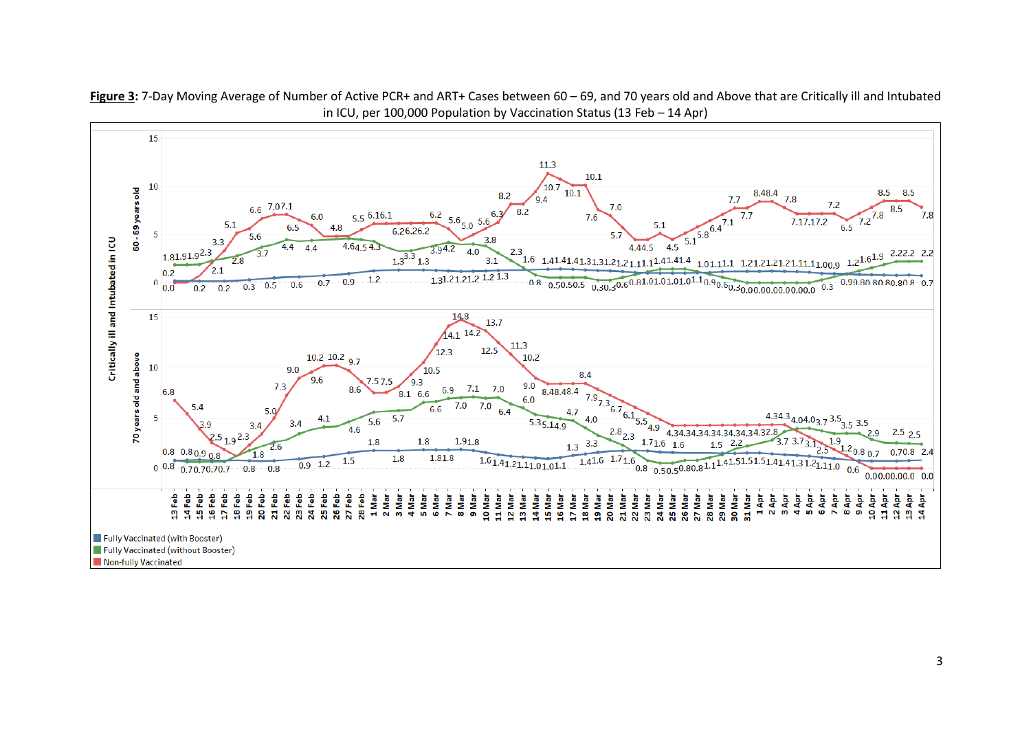**Figure 3:** 7-Day Moving Average of Number of Active PCR+ and ART+ Cases between 60 – 69, and 70 years old and Above that are Critically ill and Intubated in ICU, per 100,000 Population by Vaccination Status (13 Feb – 14 Apr)

Critically ill and Intubated in ICU

60 - 69 years old

70 years old and above

13 Feb, 14 Feb, 15 Feb, 16 Feb, 17 Feb, 18 Feb, 19 Feb, 20 Feb, 21 Feb, 22 Feb, 23 Feb, 24 Feb, 25 Feb, 26 Feb, 27 Feb, 28 Feb, 1 Mar, 2 Mar, 3 Mar, 4 Mar, 5 Mar, 6 Mar, 7 Mar, 8 Mar, 9 Mar, 10 Mar, 11 Mar, 12 Mar, 13 Mar, 14 Mar, 15 Mar, 16 Mar, 17 Mar, 18 Mar, 19 Mar, 20 Mar, 21 Mar, 22 Mar, 23 Mar, 24 Mar, 25 Mar, 26 Mar, 27 Mar, 28 Mar, 29 Mar, 30 Mar, 31 Mar, 1 Apr, 2 Apr, 3 Apr, 4 Apr, 5 Apr, 6 Apr, 7 Apr, 8 Apr, 9 Apr, 10 Apr, 11 Apr, 12 Apr, 13 Apr, 14 Apr

Fully Vaccinated (with Booster)

Fully Vaccinated (without Booster)

Non-fully Vaccinated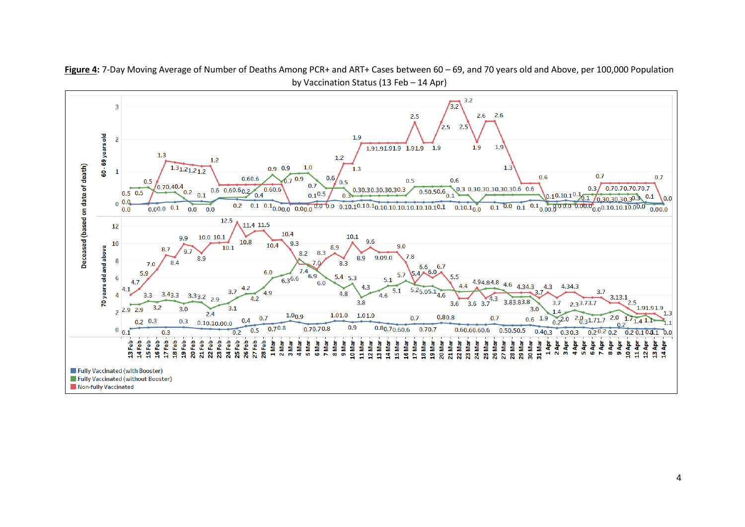**Figure 4:** 7-Day Moving Average of Number of Deaths Among PCR+ and ART+ Cases between 60 – 69, and 70 years old and Above, per 100,000 Population by Vaccination Status (13 Feb – 14 Apr)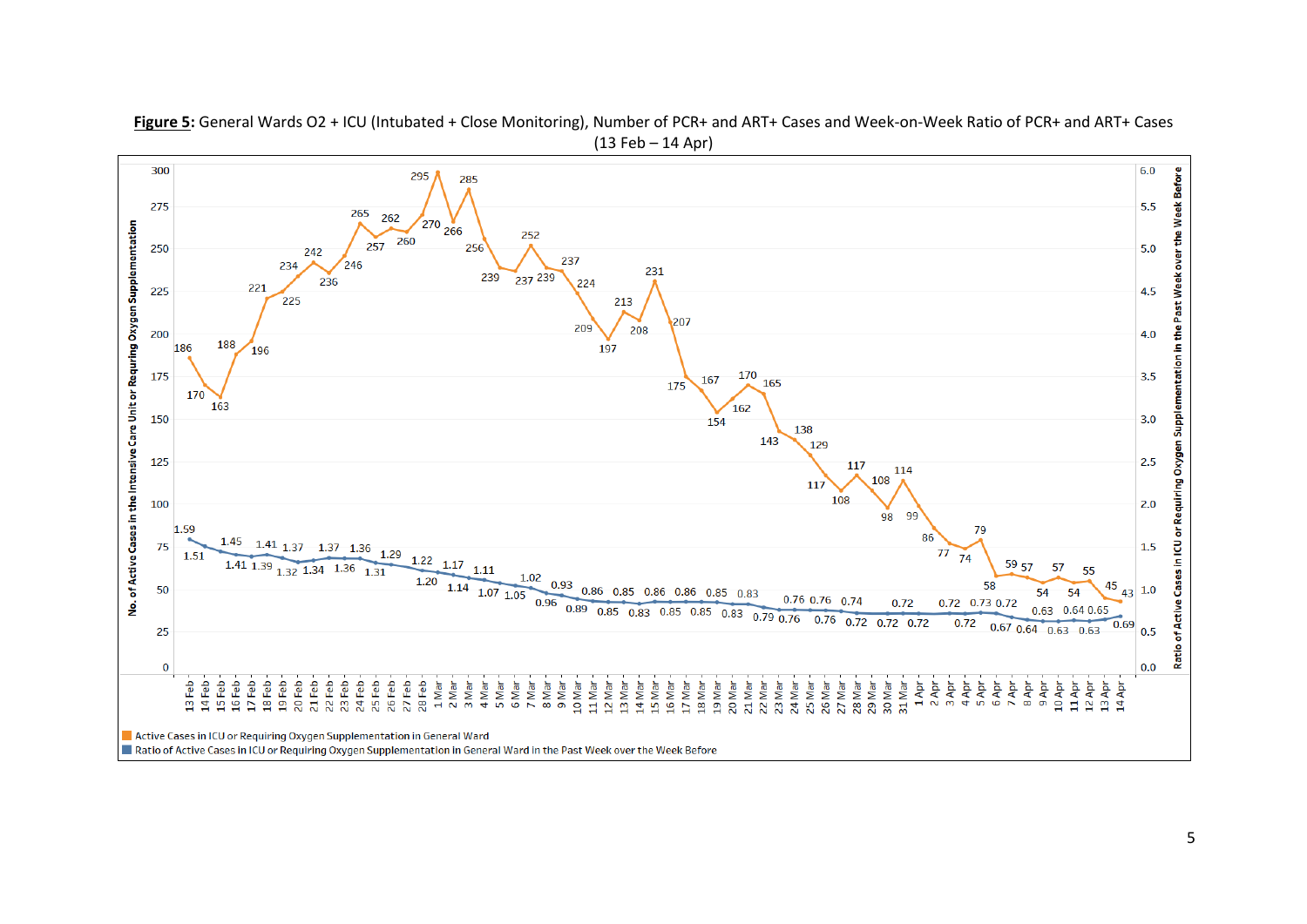**Figure 5**: General Wards O2 + ICU (Intubated + Close Monitoring), Number of PCR+ and ART+ Cases and Week-on-Week Ratio of PCR+ and ART+ Cases (13 Feb – 14 Apr)

No. of Active Cases in the Intensive Care Unit or Requiring Oxygen Supplementation

Ratio of Active Cases in ICU or Requiring Oxygen Supplementation in the Past Week over the Week Before

0 25 50 75 100 125 150 175 200 225 250 275 300

0.0 0.5 1.0 1.5 2.0 2.5 3.0 3.5 4.0 4.5 5.0 5.5 6.0

186 170 163 188 196 221 225 234 242 236 246 265 257 262 260 270 295 266 285 256 239 237 239 252 237 224 209 197 213 208 231 207 175 167 154 162 170 165 143 138 129 117 108 117 108 98 114 99 86 77 74 79 58 59 57 54 57 54 55 45 43

1.59 1.51 1.45 1.41 1.39 1.41 1.37 1.32 1.34 1.37 1.36 1.36 1.31 1.29 1.22 1.20 1.17 1.14 1.11 1.07 1.05 1.02 0.96 0.93 0.89 0.86 0.85 0.85 0.83 0.86 0.85 0.86 0.85 0.85 0.83 0.83 0.79 0.76 0.76 0.76 0.76 0.74 0.72 0.72 0.72 0.72 0.72 0.72 0.73 0.72 0.67 0.64 0.63 0.63 0.64 0.63 0.65 0.69

13 Feb 14 Feb 15 Feb 16 Feb 17 Feb 18 Feb 19 Feb 20 Feb 21 Feb 22 Feb 23 Feb 24 Feb 25 Feb 26 Feb 27 Feb 28 Feb 1 Mar 2 Mar 3 Mar 4 Mar 5 Mar 6 Mar 7 Mar 8 Mar 9 Mar 10 Mar 11 Mar 12 Mar 13 Mar 14 Mar 15 Mar 16 Mar 17 Mar 18 Mar 19 Mar 20 Mar 21 Mar 22 Mar 23 Mar 24 Mar 25 Mar 26 Mar 27 Mar 28 Mar 29 Mar 30 Mar 31 Mar 1 Apr 2 Apr 3 Apr 4 Apr 5 Apr 6 Apr 7 Apr 8 Apr 9 Apr 10 Apr 11 Apr 12 Apr 13 Apr 14 Apr

Active Cases in ICU or Requiring Oxygen Supplementation in General Ward

Ratio of Active Cases in ICU or Requiring Oxygen Supplementation in General Ward in the Past Week over the Week Before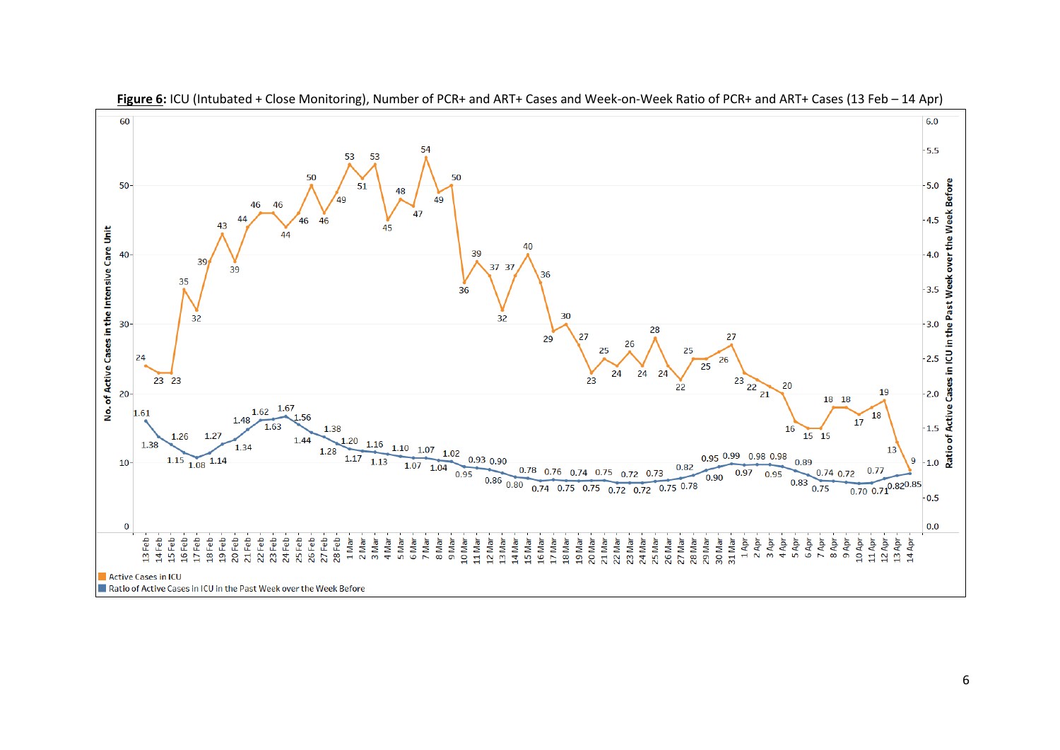**Figure 6:** ICU (Intubated + Close Monitoring), Number of PCR+ and ART+ Cases and Week-on-Week Ratio of PCR+ and ART+ Cases (13 Feb – 14 Apr)

No. of Active Cases in the Intensive Care Unit

Ratio of Active Cases in ICU in the Past Week over the Week Before

0, 10, 20, 30, 40, 50, 60

0.0, 0.5, 1.0, 1.5, 2.0, 2.5, 3.0, 3.5, 4.0, 4.5, 5.0, 5.5, 6.0

13 Feb, 14 Feb, 15 Feb, 16 Feb, 17 Feb, 18 Feb, 19 Feb, 20 Feb, 21 Feb, 22 Feb, 23 Feb, 24 Feb, 25 Feb, 26 Feb, 27 Feb, 28 Feb, 1 Mar, 2 Mar, 3 Mar, 4 Mar, 5 Mar, 6 Mar, 7 Mar, 8 Mar, 9 Mar, 10 Mar, 11 Mar, 12 Mar, 13 Mar, 14 Mar, 15 Mar, 16 Mar, 17 Mar, 18 Mar, 19 Mar, 20 Mar, 21 Mar, 22 Mar, 23 Mar, 24 Mar, 25 Mar, 26 Mar, 27 Mar, 28 Mar, 29 Mar, 30 Mar, 31 Mar, 1 Apr, 2 Apr, 3 Apr, 4 Apr, 5 Apr, 6 Apr, 7 Apr, 8 Apr, 9 Apr, 10 Apr, 11 Apr, 12 Apr, 13 Apr, 14 Apr

24, 23, 23, 35, 32, 39, 43, 39, 44, 46, 46, 44, 46, 50, 46, 49, 53, 51, 53, 45, 48, 47, 54, 49, 50, 36, 39, 37, 37, 32, 40, 36, 29, 30, 27, 23, 25, 24, 26, 24, 28, 24, 22, 25, 25, 26, 27, 23, 22, 21, 20, 16, 15, 15, 18, 18, 17, 18, 19, 13, 9

1.61, 1.38, 1.26, 1.15, 1.08, 1.14, 1.27, 1.34, 1.48, 1.62, 1.63, 1.67, 1.56, 1.44, 1.38, 1.28, 1.20, 1.17, 1.16, 1.13, 1.10, 1.07, 1.07, 1.04, 1.02, 0.95, 0.93, 0.90, 0.86, 0.80, 0.78, 0.74, 0.76, 0.75, 0.74, 0.75, 0.75, 0.72, 0.72, 0.73, 0.75, 0.78, 0.82, 0.90, 0.95, 0.99, 0.97, 0.98, 0.98, 0.95, 0.89, 0.83, 0.75, 0.74, 0.72, 0.70, 0.71, 0.77, 0.82, 0.85

Active Cases in ICU

Ratio of Active Cases in ICU in the Past Week over the Week Before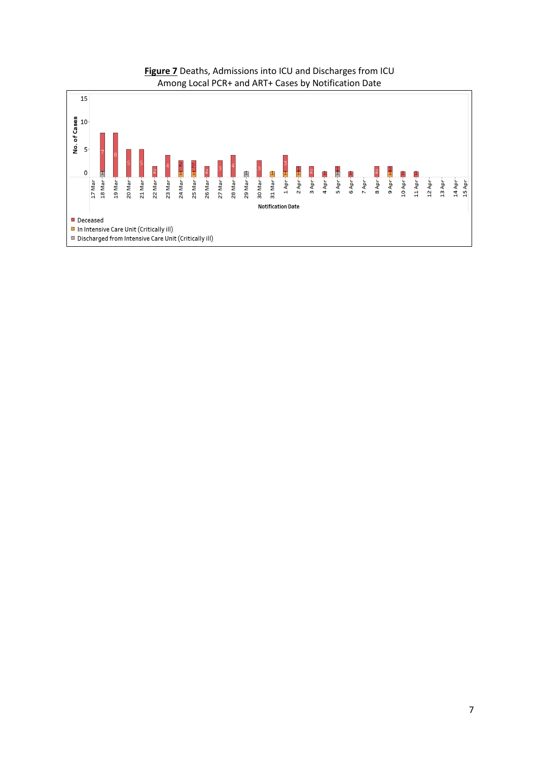**Figure 7** Deaths, Admissions into ICU and Discharges from ICU Among Local PCR+ and ART+ Cases by Notification Date

No. of Cases

15

10

5

0

17 Mar
18 Mar
19 Mar
20 Mar
21 Mar
22 Mar
23 Mar
24 Mar
25 Mar
26 Mar
27 Mar
28 Mar
29 Mar
30 Mar
31 Mar
1 Apr
2 Apr
3 Apr
4 Apr
5 Apr
6 Apr
7 Apr
8 Apr
9 Apr
10 Apr
11 Apr
12 Apr
13 Apr
14 Apr
15 Apr

7
8
5
5
2
4
2
2
2
3
4
3
3
2
2
1
1
1
1
1
1
1
1
1
1
1
1
1
1
1

Notification Date

Deceased

In Intensive Care Unit (Critically ill)

Discharged from Intensive Care Unit (Critically ill)